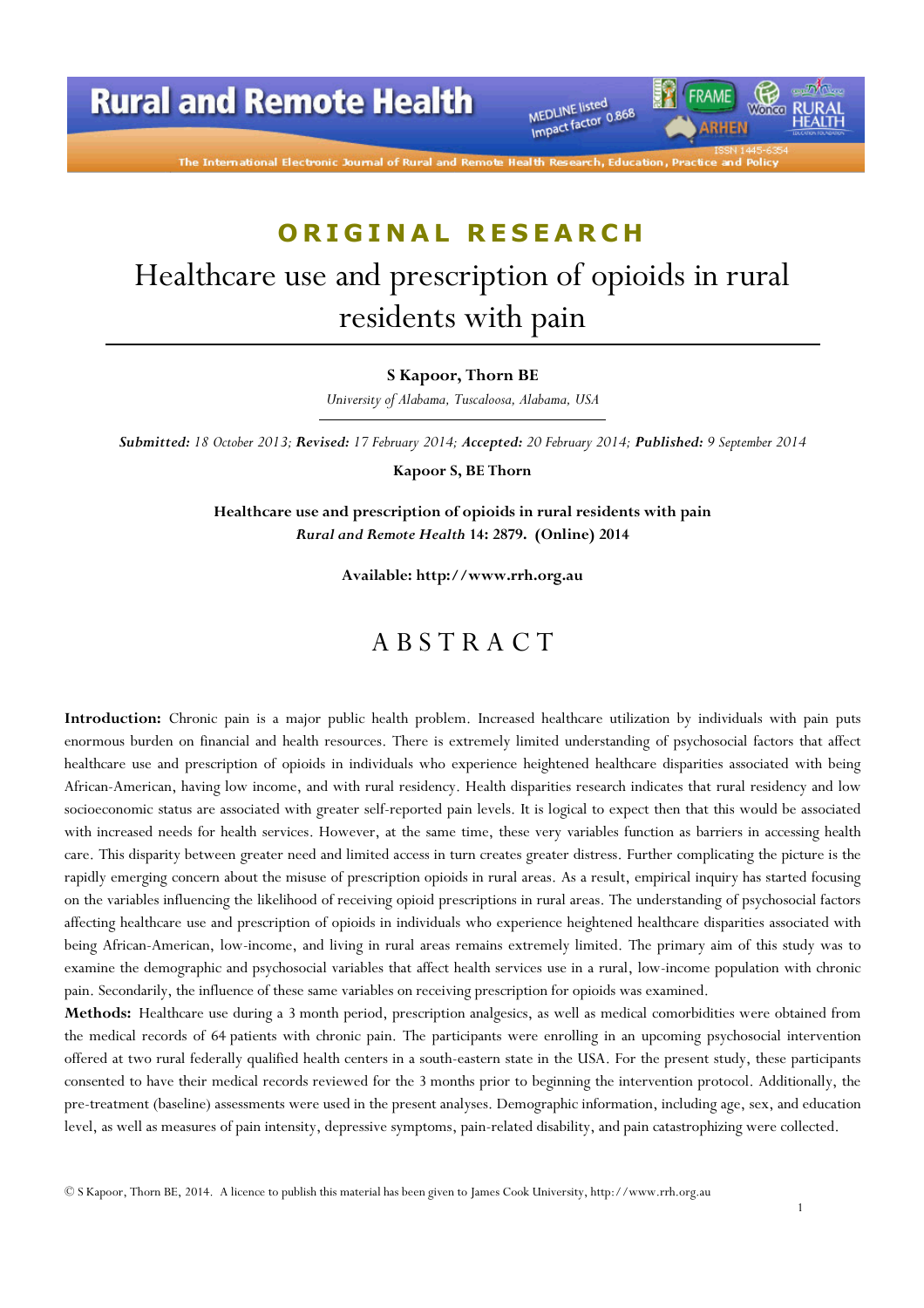ORIGINAL RESEARCH

# Healthcare use and prescription of opioids in rural residents with pain

**S Kapoor, Thorn BE**

*University of Alabama, Tuscaloosa, Alabama, USA*

***Submitted:** 18 October 2013; **Revised:** 17 February 2014; **Accepted:** 20 February 2014; **Published:** 9 September 2014*

**Kapoor S, BE Thorn**

**Healthcare use and prescription of opioids in rural residents with pain**
***Rural and Remote Health* 14: 2879. (Online) 2014**

**Available: http://www.rrh.org.au**

## ABSTRACT

**Introduction:** Chronic pain is a major public health problem. Increased healthcare utilization by individuals with pain puts enormous burden on financial and health resources. There is extremely limited understanding of psychosocial factors that affect healthcare use and prescription of opioids in individuals who experience heightened healthcare disparities associated with being African-American, having low income, and with rural residency. Health disparities research indicates that rural residency and low socioeconomic status are associated with greater self-reported pain levels. It is logical to expect then that this would be associated with increased needs for health services. However, at the same time, these very variables function as barriers in accessing health care. This disparity between greater need and limited access in turn creates greater distress. Further complicating the picture is the rapidly emerging concern about the misuse of prescription opioids in rural areas. As a result, empirical inquiry has started focusing on the variables influencing the likelihood of receiving opioid prescriptions in rural areas. The understanding of psychosocial factors affecting healthcare use and prescription of opioids in individuals who experience heightened healthcare disparities associated with being African-American, low-income, and living in rural areas remains extremely limited. The primary aim of this study was to examine the demographic and psychosocial variables that affect health services use in a rural, low-income population with chronic pain. Secondarily, the influence of these same variables on receiving prescription for opioids was examined.

**Methods:** Healthcare use during a 3 month period, prescription analgesics, as well as medical comorbidities were obtained from the medical records of 64 patients with chronic pain. The participants were enrolling in an upcoming psychosocial intervention offered at two rural federally qualified health centers in a south-eastern state in the USA. For the present study, these participants consented to have their medical records reviewed for the 3 months prior to beginning the intervention protocol. Additionally, the pre-treatment (baseline) assessments were used in the present analyses. Demographic information, including age, sex, and education level, as well as measures of pain intensity, depressive symptoms, pain-related disability, and pain catastrophizing were collected.

© S Kapoor, Thorn BE, 2014. A licence to publish this material has been given to James Cook University, http://www.rrh.org.au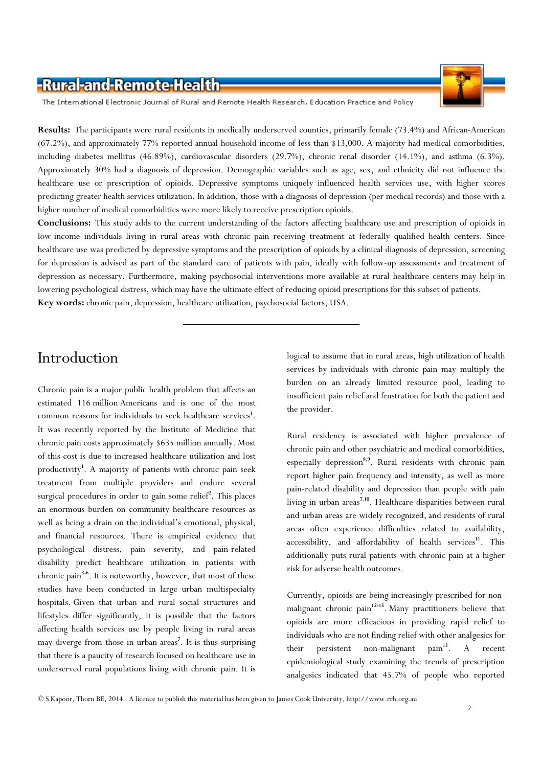**Results:** The participants were rural residents in medically underserved counties, primarily female (73.4%) and African-American (67.2%), and approximately 77% reported annual household income of less than $13,000. A majority had medical comorbidities, including diabetes mellitus (46.89%), cardiovascular disorders (29.7%), chronic renal disorder (14.1%), and asthma (6.3%). Approximately 30% had a diagnosis of depression. Demographic variables such as age, sex, and ethnicity did not influence the healthcare use or prescription of opioids. Depressive symptoms uniquely influenced health services use, with higher scores predicting greater health services utilization. In addition, those with a diagnosis of depression (per medical records) and those with a higher number of medical comorbidities were more likely to receive prescription opioids.

**Conclusions:** This study adds to the current understanding of the factors affecting healthcare use and prescription of opioids in low-income individuals living in rural areas with chronic pain receiving treatment at federally qualified health centers. Since healthcare use was predicted by depressive symptoms and the prescription of opioids by a clinical diagnosis of depression, screening for depression is advised as part of the standard care of patients with pain, ideally with follow-up assessments and treatment of depression as necessary. Furthermore, making psychosocial interventions more available at rural healthcare centers may help in lowering psychological distress, which may have the ultimate effect of reducing opioid prescriptions for this subset of patients.

**Key words:** chronic pain, depression, healthcare utilization, psychosocial factors, USA.

## Introduction

Chronic pain is a major public health problem that affects an estimated 116 million Americans and is one of the most common reasons for individuals to seek healthcare services[1]. It was recently reported by the Institute of Medicine that chronic pain costs approximately $635 million annually. Most of this cost is due to increased healthcare utilization and lost productivity[1]. A majority of patients with chronic pain seek treatment from multiple providers and endure several surgical procedures in order to gain some relief[2]. This places an enormous burden on community healthcare resources as well as being a drain on the individual's emotional, physical, and financial resources. There is empirical evidence that psychological distress, pain severity, and pain-related disability predict healthcare utilization in patients with chronic pain[3-6]. It is noteworthy, however, that most of these studies have been conducted in large urban multispecialty hospitals. Given that urban and rural social structures and lifestyles differ significantly, it is possible that the factors affecting health services use by people living in rural areas may diverge from those in urban areas[7]. It is thus surprising that there is a paucity of research focused on healthcare use in underserved rural populations living with chronic pain. It is logical to assume that in rural areas, high utilization of health services by individuals with chronic pain may multiply the burden on an already limited resource pool, leading to insufficient pain relief and frustration for both the patient and the provider.

Rural residency is associated with higher prevalence of chronic pain and other psychiatric and medical comorbidities, especially depression[8,9]. Rural residents with chronic pain report higher pain frequency and intensity, as well as more pain-related disability and depression than people with pain living in urban areas[7,10]. Healthcare disparities between rural and urban areas are widely recognized, and residents of rural areas often experience difficulties related to availability, accessibility, and affordability of health services[11]. This additionally puts rural patients with chronic pain at a higher risk for adverse health outcomes.

Currently, opioids are being increasingly prescribed for non-malignant chronic pain[12-15]. Many practitioners believe that opioids are more efficacious in providing rapid relief to individuals who are not finding relief with other analgesics for their persistent non-malignant pain[13]. A recent epidemiological study examining the trends of prescription analgesics indicated that 45.7% of people who reported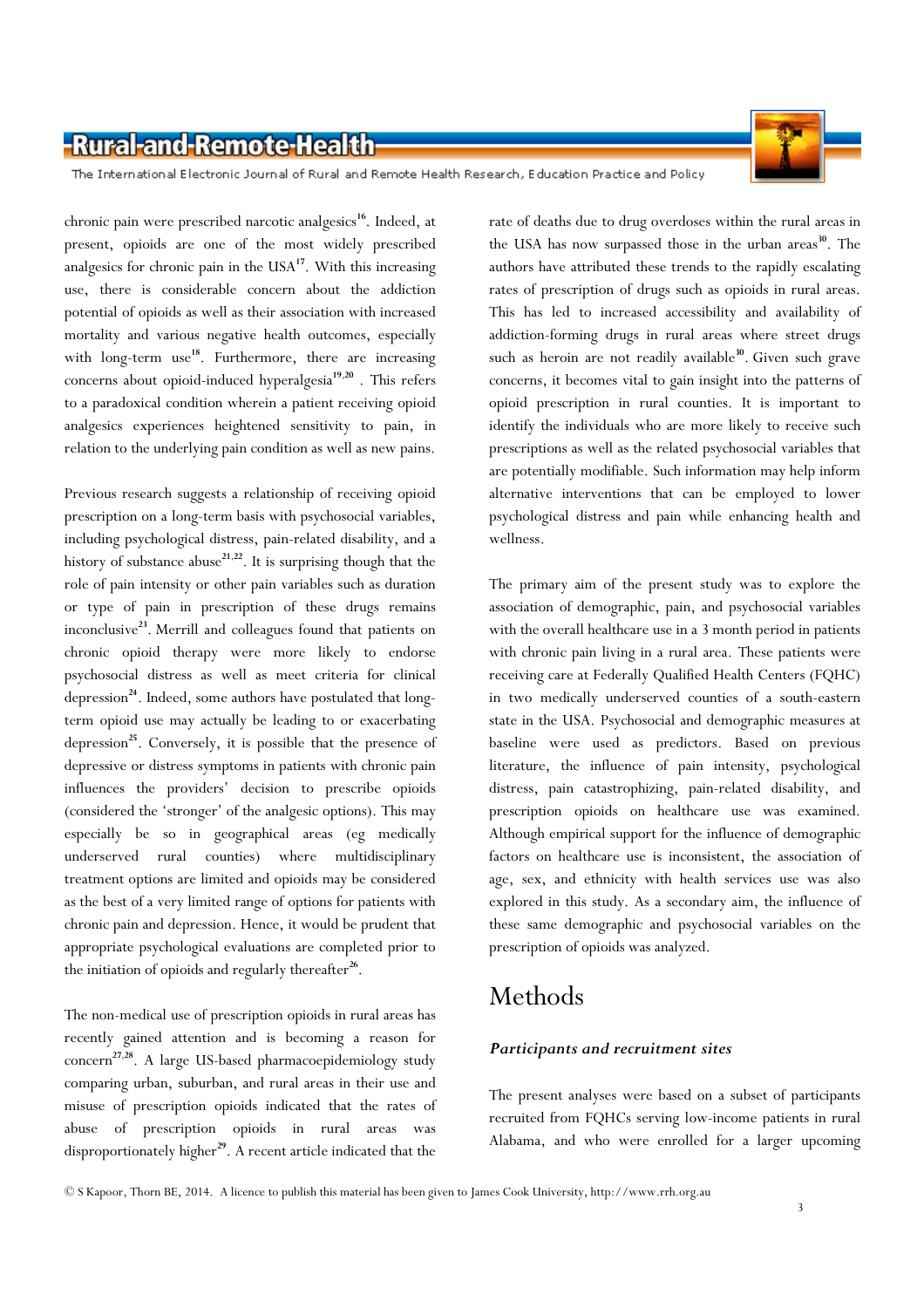chronic pain were prescribed narcotic analgesics[16]. Indeed, at present, opioids are one of the most widely prescribed analgesics for chronic pain in the USA[17]. With this increasing use, there is considerable concern about the addiction potential of opioids as well as their association with increased mortality and various negative health outcomes, especially with long-term use[18]. Furthermore, there are increasing concerns about opioid-induced hyperalgesia[19,20]. This refers to a paradoxical condition wherein a patient receiving opioid analgesics experiences heightened sensitivity to pain, in relation to the underlying pain condition as well as new pains.

Previous research suggests a relationship of receiving opioid prescription on a long-term basis with psychosocial variables, including psychological distress, pain-related disability, and a history of substance abuse[21,22]. It is surprising though that the role of pain intensity or other pain variables such as duration or type of pain in prescription of these drugs remains inconclusive[23]. Merrill and colleagues found that patients on chronic opioid therapy were more likely to endorse psychosocial distress as well as meet criteria for clinical depression[24]. Indeed, some authors have postulated that long-term opioid use may actually be leading to or exacerbating depression[25]. Conversely, it is possible that the presence of depressive or distress symptoms in patients with chronic pain influences the providers' decision to prescribe opioids (considered the 'stronger' of the analgesic options). This may especially be so in geographical areas (eg medically underserved rural counties) where multidisciplinary treatment options are limited and opioids may be considered as the best of a very limited range of options for patients with chronic pain and depression. Hence, it would be prudent that appropriate psychological evaluations are completed prior to the initiation of opioids and regularly thereafter[26].

The non-medical use of prescription opioids in rural areas has recently gained attention and is becoming a reason for concern[27,28]. A large US-based pharmacoepidemiology study comparing urban, suburban, and rural areas in their use and misuse of prescription opioids indicated that the rates of abuse of prescription opioids in rural areas was disproportionately higher[29]. A recent article indicated that the rate of deaths due to drug overdoses within the rural areas in the USA has now surpassed those in the urban areas[30]. The authors have attributed these trends to the rapidly escalating rates of prescription of drugs such as opioids in rural areas. This has led to increased accessibility and availability of addiction-forming drugs in rural areas where street drugs such as heroin are not readily available[30]. Given such grave concerns, it becomes vital to gain insight into the patterns of opioid prescription in rural counties. It is important to identify the individuals who are more likely to receive such prescriptions as well as the related psychosocial variables that are potentially modifiable. Such information may help inform alternative interventions that can be employed to lower psychological distress and pain while enhancing health and wellness.

The primary aim of the present study was to explore the association of demographic, pain, and psychosocial variables with the overall healthcare use in a 3 month period in patients with chronic pain living in a rural area. These patients were receiving care at Federally Qualified Health Centers (FQHC) in two medically underserved counties of a south-eastern state in the USA. Psychosocial and demographic measures at baseline were used as predictors. Based on previous literature, the influence of pain intensity, psychological distress, pain catastrophizing, pain-related disability, and prescription opioids on healthcare use was examined. Although empirical support for the influence of demographic factors on healthcare use is inconsistent, the association of age, sex, and ethnicity with health services use was also explored in this study. As a secondary aim, the influence of these same demographic and psychosocial variables on the prescription of opioids was analyzed.

# Methods

### *Participants and recruitment sites*

The present analyses were based on a subset of participants recruited from FQHCs serving low-income patients in rural Alabama, and who were enrolled for a larger upcoming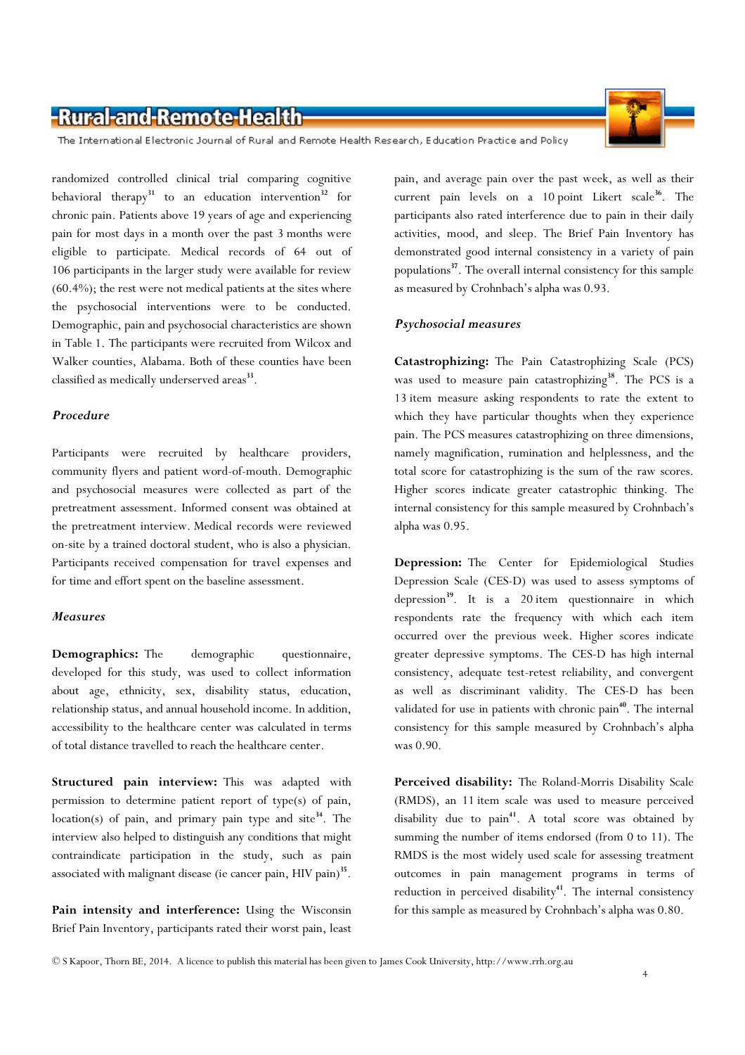randomized controlled clinical trial comparing cognitive behavioral therapy[31] to an education intervention[32] for chronic pain. Patients above 19 years of age and experiencing pain for most days in a month over the past 3 months were eligible to participate. Medical records of 64 out of 106 participants in the larger study were available for review (60.4%); the rest were not medical patients at the sites where the psychosocial interventions were to be conducted. Demographic, pain and psychosocial characteristics are shown in Table 1. The participants were recruited from Wilcox and Walker counties, Alabama. Both of these counties have been classified as medically underserved areas[33].

### *Procedure*

Participants were recruited by healthcare providers, community flyers and patient word-of-mouth. Demographic and psychosocial measures were collected as part of the pretreatment assessment. Informed consent was obtained at the pretreatment interview. Medical records were reviewed on-site by a trained doctoral student, who is also a physician. Participants received compensation for travel expenses and for time and effort spent on the baseline assessment.

### *Measures*

**Demographics:** The demographic questionnaire, developed for this study, was used to collect information about age, ethnicity, sex, disability status, education, relationship status, and annual household income. In addition, accessibility to the healthcare center was calculated in terms of total distance travelled to reach the healthcare center.

**Structured pain interview:** This was adapted with permission to determine patient report of type(s) of pain, location(s) of pain, and primary pain type and site[34]. The interview also helped to distinguish any conditions that might contraindicate participation in the study, such as pain associated with malignant disease (ie cancer pain, HIV pain)[35].

**Pain intensity and interference:** Using the Wisconsin Brief Pain Inventory, participants rated their worst pain, least pain, and average pain over the past week, as well as their current pain levels on a 10 point Likert scale[36]. The participants also rated interference due to pain in their daily activities, mood, and sleep. The Brief Pain Inventory has demonstrated good internal consistency in a variety of pain populations[37]. The overall internal consistency for this sample as measured by Crohnbach's alpha was 0.93.

### *Psychosocial measures*

**Catastrophizing:** The Pain Catastrophizing Scale (PCS) was used to measure pain catastrophizing[38]. The PCS is a 13 item measure asking respondents to rate the extent to which they have particular thoughts when they experience pain. The PCS measures catastrophizing on three dimensions, namely magnification, rumination and helplessness, and the total score for catastrophizing is the sum of the raw scores. Higher scores indicate greater catastrophic thinking. The internal consistency for this sample measured by Crohnbach's alpha was 0.95.

**Depression:** The Center for Epidemiological Studies Depression Scale (CES-D) was used to assess symptoms of depression[39]. It is a 20 item questionnaire in which respondents rate the frequency with which each item occurred over the previous week. Higher scores indicate greater depressive symptoms. The CES-D has high internal consistency, adequate test-retest reliability, and convergent as well as discriminant validity. The CES-D has been validated for use in patients with chronic pain[40]. The internal consistency for this sample measured by Crohnbach's alpha was 0.90.

**Perceived disability:** The Roland-Morris Disability Scale (RMDS), an 11 item scale was used to measure perceived disability due to pain[41]. A total score was obtained by summing the number of items endorsed (from 0 to 11). The RMDS is the most widely used scale for assessing treatment outcomes in pain management programs in terms of reduction in perceived disability[41]. The internal consistency for this sample as measured by Crohnbach's alpha was 0.80.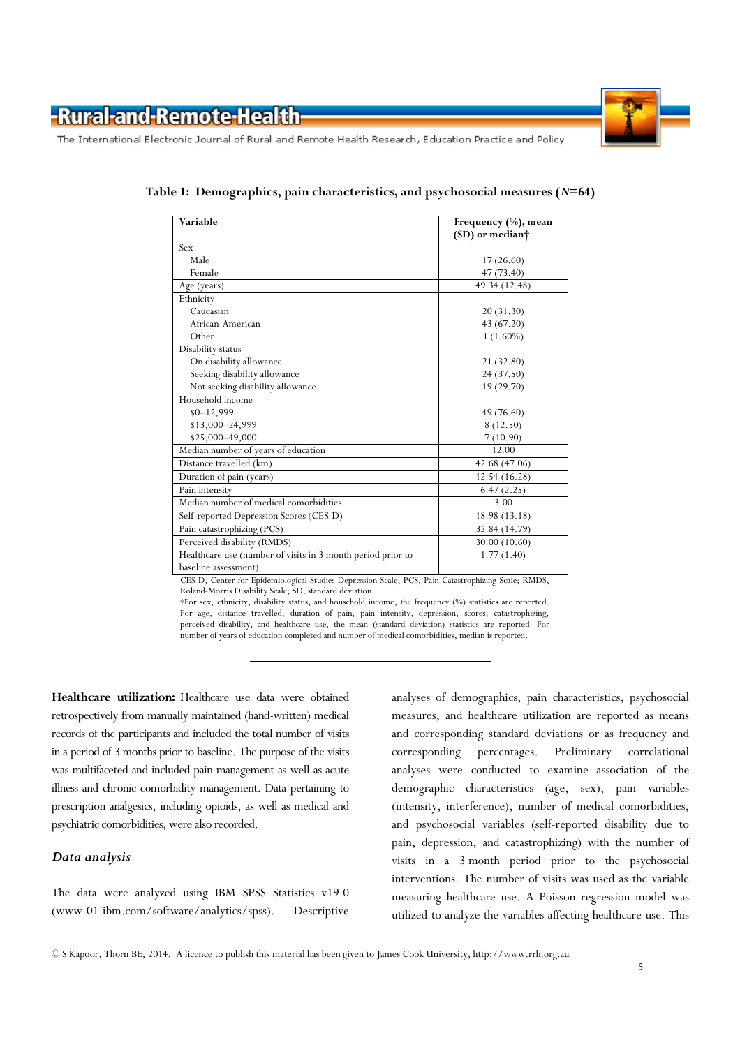**Table 1: Demographics, pain characteristics, and psychosocial measures (*N*=64)**

| Variable | Frequency (%), mean (SD) or median† |
|---|---|
| Sex | |
| Male | 17 (26.60) |
| Female | 47 (73.40) |
| Age (years) | 49.34 (12.48) |
| Ethnicity | |
| Caucasian | 20 (31.30) |
| African-American | 43 (67.20) |
| Other | 1 (1.60%) |
| Disability status | |
| On disability allowance | 21 (32.80) |
| Seeking disability allowance | 24 (37.50) |
| Not seeking disability allowance | 19 (29.70) |
| Household income | |
| $0–12,999 | 49 (76.60) |
| $13,000–24,999 | 8 (12.50) |
| $25,000–49,000 | 7 (10.90) |
| Median number of years of education | 12.00 |
| Distance travelled (km) | 42.68 (47.06) |
| Duration of pain (years) | 12.54 (16.28) |
| Pain intensity | 6.47 (2.25) |
| Median number of medical comorbidities | 3.00 |
| Self-reported Depression Scores (CES-D) | 18.98 (13.18) |
| Pain catastrophizing (PCS) | 32.84 (14.79) |
| Perceived disability (RMDS) | 30.00 (10.60) |
| Healthcare use (number of visits in 3 month period prior to baseline assessment) | 1.77 (1.40) |

CES-D, Center for Epidemiological Studies Depression Scale; PCS, Pain Catastrophizing Scale; RMDS, Roland-Morris Disability Scale; SD, standard deviation.
†For sex, ethnicity, disability status, and household income, the frequency (%) statistics are reported. For age, distance travelled, duration of pain, pain intensity, depression, scores, catastrophizing, perceived disability, and healthcare use, the mean (standard deviation) statistics are reported. For number of years of education completed and number of medical comorbidities, median is reported.

**Healthcare utilization:** Healthcare use data were obtained retrospectively from manually maintained (hand-written) medical records of the participants and included the total number of visits in a period of 3 months prior to baseline. The purpose of the visits was multifaceted and included pain management as well as acute illness and chronic comorbidity management. Data pertaining to prescription analgesics, including opioids, as well as medical and psychiatric comorbidities, were also recorded.

### *Data analysis*

The data were analyzed using IBM SPSS Statistics v19.0 (www-01.ibm.com/software/analytics/spss). Descriptive analyses of demographics, pain characteristics, psychosocial measures, and healthcare utilization are reported as means and corresponding standard deviations or as frequency and corresponding percentages. Preliminary correlational analyses were conducted to examine association of the demographic characteristics (age, sex), pain variables (intensity, interference), number of medical comorbidities, and psychosocial variables (self-reported disability due to pain, depression, and catastrophizing) with the number of visits in a 3 month period prior to the psychosocial interventions. The number of visits was used as the variable measuring healthcare use. A Poisson regression model was utilized to analyze the variables affecting healthcare use. This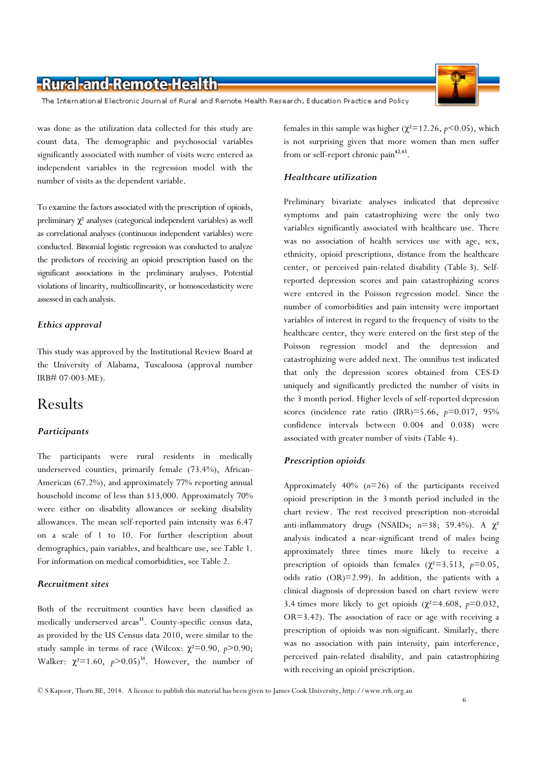was done as the utilization data collected for this study are count data. The demographic and psychosocial variables significantly associated with number of visits were entered as independent variables in the regression model with the number of visits as the dependent variable.

To examine the factors associated with the prescription of opioids, preliminary $\chi^2$ analyses (categorical independent variables) as well as correlational analyses (continuous independent variables) were conducted. Binomial logistic regression was conducted to analyze the predictors of receiving an opioid prescription based on the significant associations in the preliminary analyses. Potential violations of linearity, multicollinearity, or homoscedasticity were assessed in each analysis.

### Ethics approval

This study was approved by the Institutional Review Board at the University of Alabama, Tuscaloosa (approval number IRB# 07-003-ME).

## Results

### Participants

The participants were rural residents in medically underserved counties, primarily female (73.4%), African-American (67.2%), and approximately 77% reporting annual household income of less than $13,000. Approximately 70% were either on disability allowances or seeking disability allowances. The mean self-reported pain intensity was 6.47 on a scale of 1 to 10. For further description about demographics, pain variables, and healthcare use, see Table 1. For information on medical comorbidities, see Table 2.

### Recruitment sites

Both of the recruitment counties have been classified as medically underserved areas[31]. County-specific census data, as provided by the US Census data 2010, were similar to the study sample in terms of race (Wilcox: $\chi^2$=0.90, $p$>0.90; Walker: $\chi^2$=1.60, $p$>0.05)[31]. However, the number of females in this sample was higher ($\chi^2$=12.26, $p$<0.05), which is not surprising given that more women than men suffer from or self-report chronic pain[42,43].

### Healthcare utilization

Preliminary bivariate analyses indicated that depressive symptoms and pain catastrophizing were the only two variables significantly associated with healthcare use. There was no association of health services use with age, sex, ethnicity, opioid prescriptions, distance from the healthcare center, or perceived pain-related disability (Table 3). Self-reported depression scores and pain catastrophizing scores were entered in the Poisson regression model. Since the number of comorbidities and pain intensity were important variables of interest in regard to the frequency of visits to the healthcare center, they were entered on the first step of the Poisson regression model and the depression and catastrophizing were added next. The omnibus test indicated that only the depression scores obtained from CES-D uniquely and significantly predicted the number of visits in the 3 month period. Higher levels of self-reported depression scores (incidence rate ratio (IRR)=5.66, $p$=0.017, 95% confidence intervals between 0.004 and 0.038) were associated with greater number of visits (Table 4).

### Prescription opioids

Approximately 40% ($n$=26) of the participants received opioid prescription in the 3 month period included in the chart review. The rest received prescription non-steroidal anti-inflammatory drugs (NSAIDs; $n$=38; 59.4%). A $\chi^2$ analysis indicated a near-significant trend of males being approximately three times more likely to receive a prescription of opioids than females ($\chi^2$=3.513, $p$=0.05, odds ratio (OR)=2.99). In addition, the patients with a clinical diagnosis of depression based on chart review were 3.4 times more likely to get opioids ($\chi^2$=4.608, $p$=0.032, OR=3.42). The association of race or age with receiving a prescription of opioids was non-significant. Similarly, there was no association with pain intensity, pain interference, perceived pain-related disability, and pain catastrophizing with receiving an opioid prescription.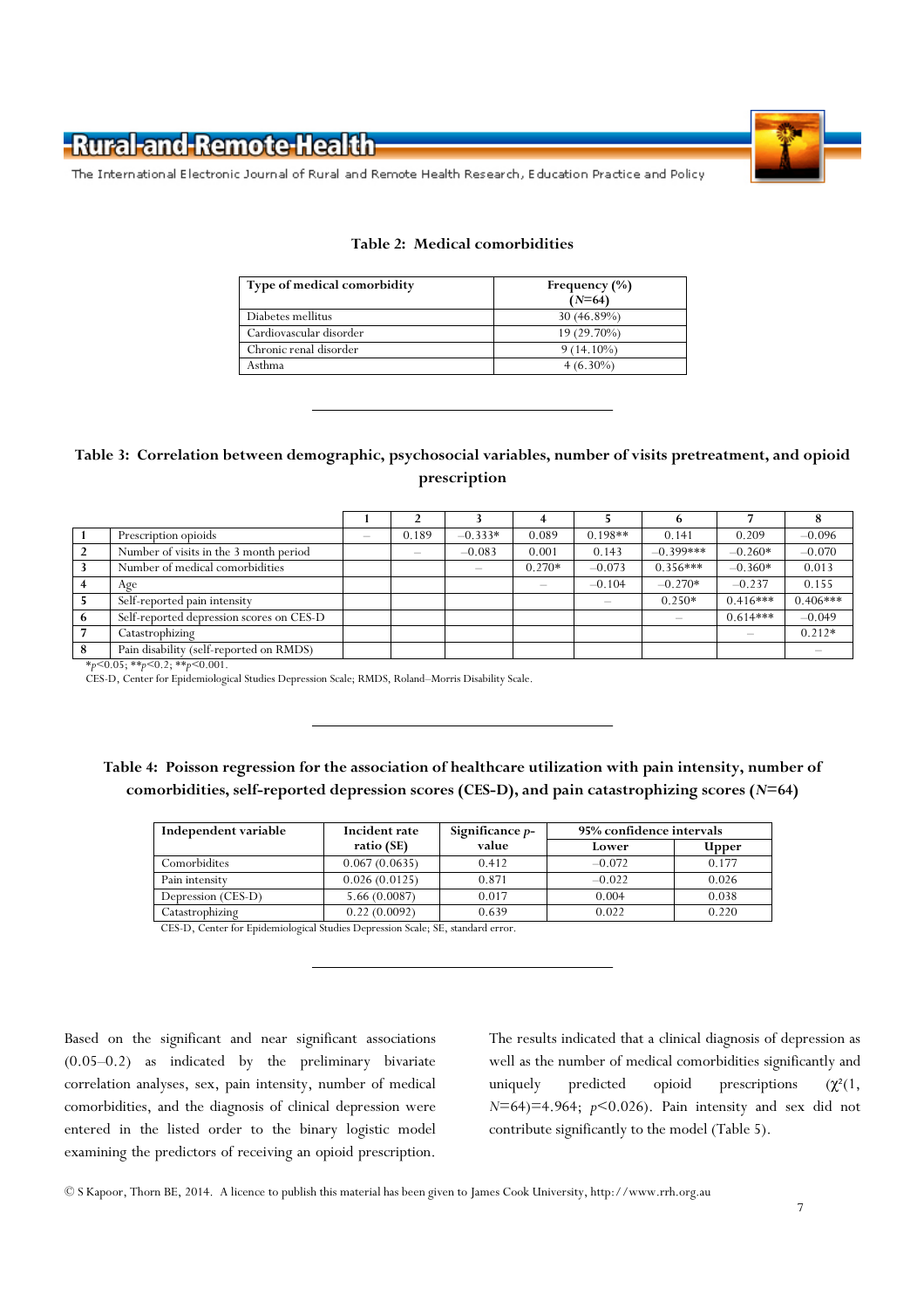**Table 2: Medical comorbidities**

| Type of medical comorbidity | Frequency (%) ($N$=64) |
|---|---|
| Diabetes mellitus | 30 (46.89%) |
| Cardiovascular disorder | 19 (29.70%) |
| Chronic renal disorder | 9 (14.10%) |
| Asthma | 4 (6.30%) |

**Table 3: Correlation between demographic, psychosocial variables, number of visits pretreatment, and opioid prescription**

| | | 1 | 2 | 3 | 4 | 5 | 6 | 7 | 8 |
|---|---|---|---|---|---|---|---|---|---|
| 1 | Prescription opioids | – | 0.189 | –0.333* | 0.089 | 0.198** | 0.141 | 0.209 | –0.096 |
| 2 | Number of visits in the 3 month period | | – | –0.083 | 0.001 | 0.143 | –0.399*** | –0.260* | –0.070 |
| 3 | Number of medical comorbidities | | | – | 0.270* | –0.073 | 0.356*** | –0.360* | 0.013 |
| 4 | Age | | | | – | –0.104 | –0.270* | –0.237 | 0.155 |
| 5 | Self-reported pain intensity | | | | | – | 0.250* | 0.416*** | 0.406*** |
| 6 | Self-reported depression scores on CES-D | | | | | | – | 0.614*** | –0.049 |
| 7 | Catastrophizing | | | | | | | – | 0.212* |
| 8 | Pain disability (self-reported on RMDS) | | | | | | | | – |

*$p$<0.05; **$p$<0.2; **$p$<0.001.

CES-D, Center for Epidemiological Studies Depression Scale; RMDS, Roland–Morris Disability Scale.

**Table 4: Poisson regression for the association of healthcare utilization with pain intensity, number of comorbidities, self-reported depression scores (CES-D), and pain catastrophizing scores ($N$=64)**

| Independent variable | Incident rate ratio (SE) | Significance $p$-value | 95% confidence intervals | |
|---|---|---|---|---|
| | | | Lower | Upper |
| Comorbidites | 0.067 (0.0635) | 0.412 | –0.072 | 0.177 |
| Pain intensity | 0.026 (0.0125) | 0.871 | –0.022 | 0.026 |
| Depression (CES-D) | 5.66 (0.0087) | 0.017 | 0.004 | 0.038 |
| Catastrophizing | 0.22 (0.0092) | 0.639 | 0.022 | 0.220 |

CES-D, Center for Epidemiological Studies Depression Scale; SE, standard error.

Based on the significant and near significant associations (0.05–0.2) as indicated by the preliminary bivariate correlation analyses, sex, pain intensity, number of medical comorbidities, and the diagnosis of clinical depression were entered in the listed order to the binary logistic model examining the predictors of receiving an opioid prescription.

The results indicated that a clinical diagnosis of depression as well as the number of medical comorbidities significantly and uniquely predicted opioid prescriptions ($\chi^2$(1, $N$=64)=4.964; $p$<0.026). Pain intensity and sex did not contribute significantly to the model (Table 5).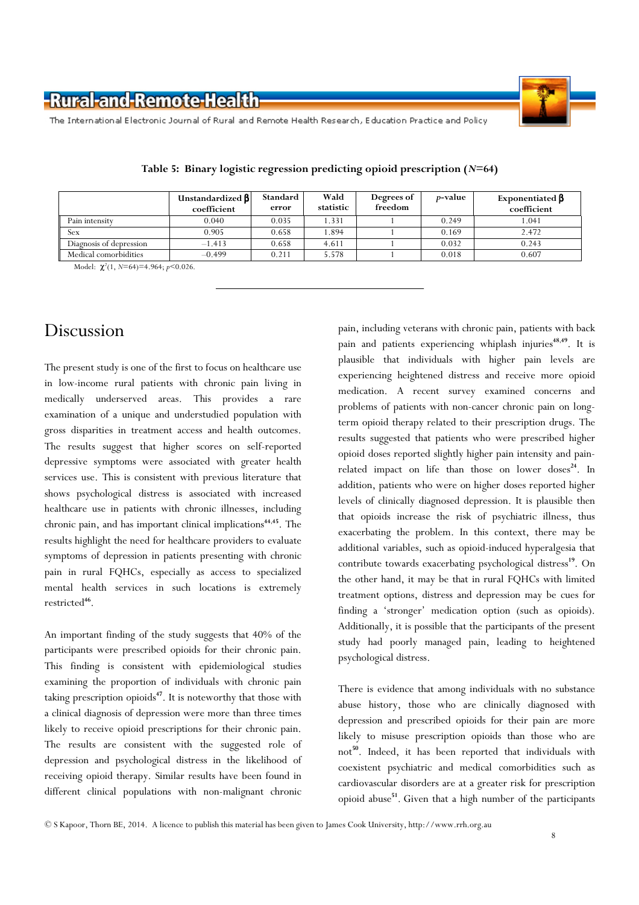**Table 5: Binary logistic regression predicting opioid prescription ($N$=64)**

| | Unstandardized β coefficient | Standard error | Wald statistic | Degrees of freedom | *p*-value | Exponentiated β coefficient |
|---|---|---|---|---|---|---|
| Pain intensity | 0.040 | 0.035 | 1.331 | 1 | 0.249 | 1.041 |
| Sex | 0.905 | 0.658 | 1.894 | 1 | 0.169 | 2.472 |
| Diagnosis of depression | −1.413 | 0.658 | 4.611 | 1 | 0.032 | 0.243 |
| Medical comorbidities | −0.499 | 0.211 | 5.578 | 1 | 0.018 | 0.607 |

Model: $\chi^2(1, N=64)=4.964; p<0.026$.

# Discussion

The present study is one of the first to focus on healthcare use in low-income rural patients with chronic pain living in medically underserved areas. This provides a rare examination of a unique and understudied population with gross disparities in treatment access and health outcomes. The results suggest that higher scores on self-reported depressive symptoms were associated with greater health services use. This is consistent with previous literature that shows psychological distress is associated with increased healthcare use in patients with chronic illnesses, including chronic pain, and has important clinical implications[44,45]. The results highlight the need for healthcare providers to evaluate symptoms of depression in patients presenting with chronic pain in rural FQHCs, especially as access to specialized mental health services in such locations is extremely restricted[46].

An important finding of the study suggests that 40% of the participants were prescribed opioids for their chronic pain. This finding is consistent with epidemiological studies examining the proportion of individuals with chronic pain taking prescription opioids[47]. It is noteworthy that those with a clinical diagnosis of depression were more than three times likely to receive opioid prescriptions for their chronic pain. The results are consistent with the suggested role of depression and psychological distress in the likelihood of receiving opioid therapy. Similar results have been found in different clinical populations with non-malignant chronic pain, including veterans with chronic pain, patients with back pain and patients experiencing whiplash injuries[48,49]. It is plausible that individuals with higher pain levels are experiencing heightened distress and receive more opioid medication. A recent survey examined concerns and problems of patients with non-cancer chronic pain on long-term opioid therapy related to their prescription drugs. The results suggested that patients who were prescribed higher opioid doses reported slightly higher pain intensity and pain-related impact on life than those on lower doses[24]. In addition, patients who were on higher doses reported higher levels of clinically diagnosed depression. It is plausible then that opioids increase the risk of psychiatric illness, thus exacerbating the problem. In this context, there may be additional variables, such as opioid-induced hyperalgesia that contribute towards exacerbating psychological distress[19]. On the other hand, it may be that in rural FQHCs with limited treatment options, distress and depression may be cues for finding a 'stronger' medication option (such as opioids). Additionally, it is possible that the participants of the present study had poorly managed pain, leading to heightened psychological distress.

There is evidence that among individuals with no substance abuse history, those who are clinically diagnosed with depression and prescribed opioids for their pain are more likely to misuse prescription opioids than those who are not[50]. Indeed, it has been reported that individuals with coexistent psychiatric and medical comorbidities such as cardiovascular disorders are at a greater risk for prescription opioid abuse[51]. Given that a high number of the participants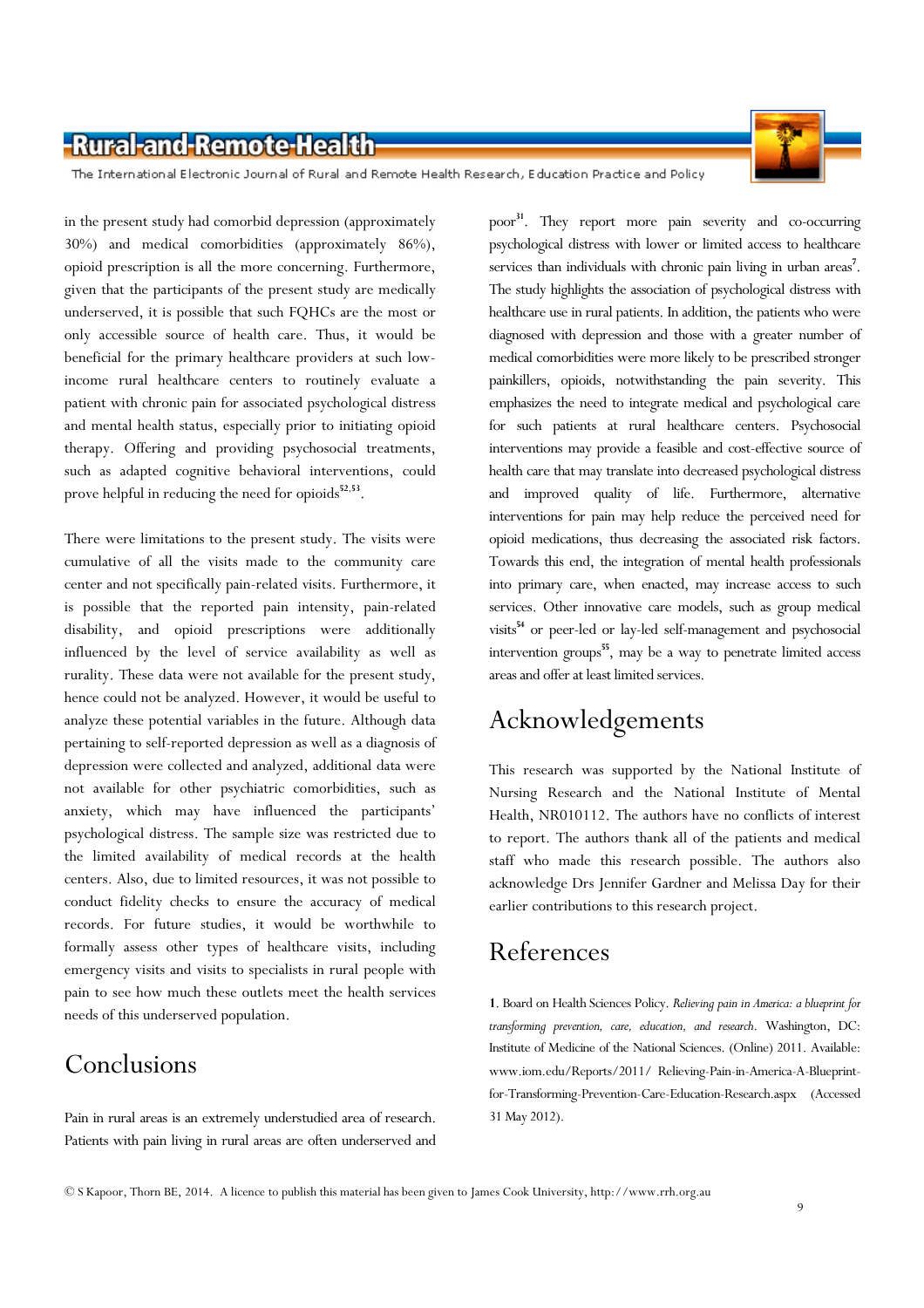in the present study had comorbid depression (approximately 30%) and medical comorbidities (approximately 86%), opioid prescription is all the more concerning. Furthermore, given that the participants of the present study are medically underserved, it is possible that such FQHCs are the most or only accessible source of health care. Thus, it would be beneficial for the primary healthcare providers at such low-income rural healthcare centers to routinely evaluate a patient with chronic pain for associated psychological distress and mental health status, especially prior to initiating opioid therapy. Offering and providing psychosocial treatments, such as adapted cognitive behavioral interventions, could prove helpful in reducing the need for opioids[52,53].

There were limitations to the present study. The visits were cumulative of all the visits made to the community care center and not specifically pain-related visits. Furthermore, it is possible that the reported pain intensity, pain-related disability, and opioid prescriptions were additionally influenced by the level of service availability as well as rurality. These data were not available for the present study, hence could not be analyzed. However, it would be useful to analyze these potential variables in the future. Although data pertaining to self-reported depression as well as a diagnosis of depression were collected and analyzed, additional data were not available for other psychiatric comorbidities, such as anxiety, which may have influenced the participants' psychological distress. The sample size was restricted due to the limited availability of medical records at the health centers. Also, due to limited resources, it was not possible to conduct fidelity checks to ensure the accuracy of medical records. For future studies, it would be worthwhile to formally assess other types of healthcare visits, including emergency visits and visits to specialists in rural people with pain to see how much these outlets meet the health services needs of this underserved population.

## Conclusions

Pain in rural areas is an extremely understudied area of research. Patients with pain living in rural areas are often underserved and poor[31]. They report more pain severity and co-occurring psychological distress with lower or limited access to healthcare services than individuals with chronic pain living in urban areas[7]. The study highlights the association of psychological distress with healthcare use in rural patients. In addition, the patients who were diagnosed with depression and those with a greater number of medical comorbidities were more likely to be prescribed stronger painkillers, opioids, notwithstanding the pain severity. This emphasizes the need to integrate medical and psychological care for such patients at rural healthcare centers. Psychosocial interventions may provide a feasible and cost-effective source of health care that may translate into decreased psychological distress and improved quality of life. Furthermore, alternative interventions for pain may help reduce the perceived need for opioid medications, thus decreasing the associated risk factors. Towards this end, the integration of mental health professionals into primary care, when enacted, may increase access to such services. Other innovative care models, such as group medical visits[54] or peer-led or lay-led self-management and psychosocial intervention groups[55], may be a way to penetrate limited access areas and offer at least limited services.

## Acknowledgements

This research was supported by the National Institute of Nursing Research and the National Institute of Mental Health, NR010112. The authors have no conflicts of interest to report. The authors thank all of the patients and medical staff who made this research possible. The authors also acknowledge Drs Jennifer Gardner and Melissa Day for their earlier contributions to this research project.

## References

**1**. Board on Health Sciences Policy. *Relieving pain in America: a blueprint for transforming prevention, care, education, and research*. Washington, DC: Institute of Medicine of the National Sciences. (Online) 2011. Available: www.iom.edu/Reports/2011/ Relieving-Pain-in-America-A-Blueprint-for-Transforming-Prevention-Care-Education-Research.aspx (Accessed 31 May 2012).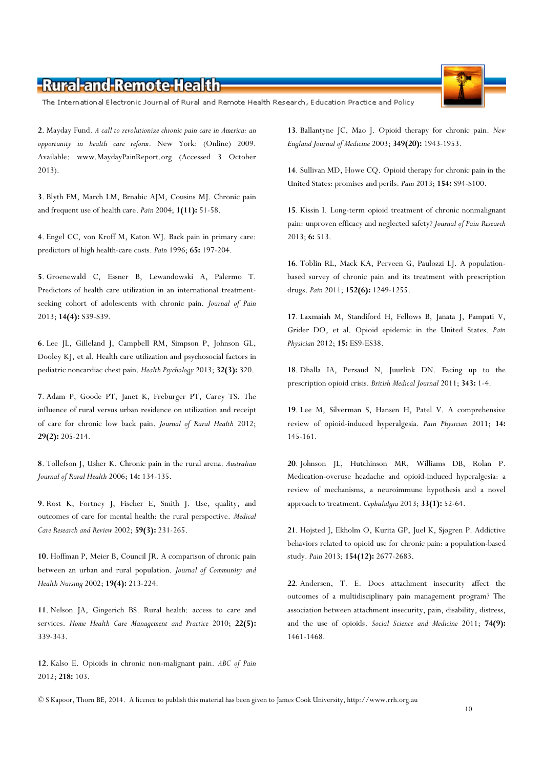**2**. Mayday Fund. *A call to revolutionize chronic pain care in America: an opportunity in health care reform*. New York: (Online) 2009. Available: www.MaydayPainReport.org (Accessed 3 October 2013).

**3**. Blyth FM, March LM, Brnabic AJM, Cousins MJ. Chronic pain and frequent use of health care. *Pain* 2004; **1(11):** 51-58.

**4**. Engel CC, von Kroff M, Katon WJ. Back pain in primary care: predictors of high health-care costs. *Pain* 1996; **65:** 197-204.

**5**. Groenewald C, Essner B, Lewandowski A, Palermo T. Predictors of health care utilization in an international treatment-seeking cohort of adolescents with chronic pain. *Journal of Pain* 2013; **14(4):** S39-S39.

**6**. Lee JL, Gilleland J, Campbell RM, Simpson P, Johnson GL, Dooley KJ, et al. Health care utilization and psychosocial factors in pediatric noncardiac chest pain. *Health Psychology* 2013; **32(3):** 320.

**7**. Adam P, Goode PT, Janet K, Freburger PT, Carey TS. The influence of rural versus urban residence on utilization and receipt of care for chronic low back pain. *Journal of Rural Health* 2012; **29(2):** 205-214.

**8**. Tollefson J, Usher K. Chronic pain in the rural arena. *Australian Journal of Rural Health* 2006; **14:** 134-135.

**9**. Rost K, Fortney J, Fischer E, Smith J. Use, quality, and outcomes of care for mental health: the rural perspective. *Medical Care Research and Review* 2002; **59(3):** 231-265.

**10**. Hoffman P, Meier B, Council JR. A comparison of chronic pain between an urban and rural population. *Journal of Community and Health Nursing* 2002; **19(4):** 213-224.

**11**. Nelson JA, Gingerich BS. Rural health: access to care and services. *Home Health Care Management and Practice* 2010; **22(5):** 339-343.

**12**. Kalso E. Opioids in chronic non-malignant pain. *ABC of Pain* 2012; **218:** 103.

**13**. Ballantyne JC, Mao J. Opioid therapy for chronic pain. *New England Journal of Medicine* 2003; **349(20):** 1943-1953.

**14**. Sullivan MD, Howe CQ. Opioid therapy for chronic pain in the United States: promises and perils. *Pain* 2013; **154:** S94-S100.

**15**. Kissin I. Long-term opioid treatment of chronic nonmalignant pain: unproven efficacy and neglected safety? *Journal of Pain Research* 2013; **6:** 513.

**16**. Toblin RL, Mack KA, Perveen G, Paulozzi LJ. A population-based survey of chronic pain and its treatment with prescription drugs. *Pain* 2011; **152(6):** 1249-1255.

**17**. Laxmaiah M, Standiford H, Fellows B, Janata J, Pampati V, Grider DO, et al. Opioid epidemic in the United States. *Pain Physician* 2012; **15:** ES9-ES38.

**18**. Dhalla IA, Persaud N, Juurlink DN. Facing up to the prescription opioid crisis. *British Medical Journal* 2011; **343:** 1-4.

**19**. Lee M, Silverman S, Hansen H, Patel V. A comprehensive review of opioid-induced hyperalgesia. *Pain Physician* 2011; **14:** 145-161.

**20**. Johnson JL, Hutchinson MR, Williams DB, Rolan P. Medication-overuse headache and opioid-induced hyperalgesia: a review of mechanisms, a neuroimmune hypothesis and a novel approach to treatment. *Cephalalgia* 2013; **33(1):** 52-64.

**21**. Højsted J, Ekholm O, Kurita GP, Juel K, Sjøgren P. Addictive behaviors related to opioid use for chronic pain: a population-based study. *Pain* 2013; **154(12):** 2677-2683.

**22**. Andersen, T. E. Does attachment insecurity affect the outcomes of a multidisciplinary pain management program? The association between attachment insecurity, pain, disability, distress, and the use of opioids. *Social Science and Medicine* 2011; **74(9):** 1461-1468.

© S Kapoor, Thorn BE, 2014. A licence to publish this material has been given to James Cook University, http://www.rrh.org.au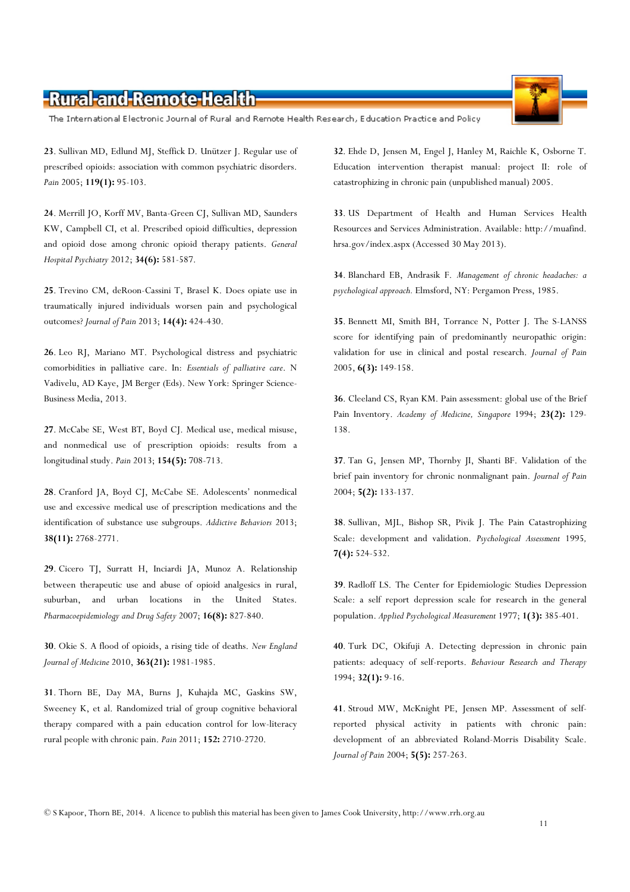**23**. Sullivan MD, Edlund MJ, Steffick D. Unützer J. Regular use of prescribed opioids: association with common psychiatric disorders. *Pain* 2005; **119(1):** 95-103.

**24**. Merrill JO, Korff MV, Banta-Green CJ, Sullivan MD, Saunders KW, Campbell CI, et al. Prescribed opioid difficulties, depression and opioid dose among chronic opioid therapy patients. *General Hospital Psychiatry* 2012; **34(6):** 581-587.

**25**. Trevino CM, deRoon-Cassini T, Brasel K. Does opiate use in traumatically injured individuals worsen pain and psychological outcomes? *Journal of Pain* 2013; **14(4):** 424-430.

**26**. Leo RJ, Mariano MT. Psychological distress and psychiatric comorbidities in palliative care. In: *Essentials of palliative care*. N Vadivelu, AD Kaye, JM Berger (Eds). New York: Springer Science-Business Media, 2013.

**27**. McCabe SE, West BT, Boyd CJ. Medical use, medical misuse, and nonmedical use of prescription opioids: results from a longitudinal study. *Pain* 2013; **154(5):** 708-713.

**28**. Cranford JA, Boyd CJ, McCabe SE. Adolescents' nonmedical use and excessive medical use of prescription medications and the identification of substance use subgroups. *Addictive Behaviors* 2013; **38(11):** 2768-2771.

**29**. Cicero TJ, Surratt H, Inciardi JA, Munoz A. Relationship between therapeutic use and abuse of opioid analgesics in rural, suburban, and urban locations in the United States. *Pharmacoepidemiology and Drug Safety* 2007; **16(8):** 827-840.

**30**. Okie S. A flood of opioids, a rising tide of deaths. *New England Journal of Medicine* 2010, **363(21):** 1981-1985.

**31**. Thorn BE, Day MA, Burns J, Kuhajda MC, Gaskins SW, Sweeney K, et al. Randomized trial of group cognitive behavioral therapy compared with a pain education control for low-literacy rural people with chronic pain. *Pain* 2011; **152:** 2710-2720.

**32**. Ehde D, Jensen M, Engel J, Hanley M, Raichle K, Osborne T. Education intervention therapist manual: project II: role of catastrophizing in chronic pain (unpublished manual) 2005.

**33**. US Department of Health and Human Services Health Resources and Services Administration. Available: http://muafind.hrsa.gov/index.aspx (Accessed 30 May 2013).

**34**. Blanchard EB, Andrasik F. *Management of chronic headaches: a psychological approach.* Elmsford, NY: Pergamon Press, 1985.

**35**. Bennett MI, Smith BH, Torrance N, Potter J. The S-LANSS score for identifying pain of predominantly neuropathic origin: validation for use in clinical and postal research. *Journal of Pain* 2005, **6(3):** 149-158.

**36**. Cleeland CS, Ryan KM. Pain assessment: global use of the Brief Pain Inventory. *Academy of Medicine, Singapore* 1994; **23(2):** 129-138.

**37**. Tan G, Jensen MP, Thornby JI, Shanti BF. Validation of the brief pain inventory for chronic nonmalignant pain. *Journal of Pain* 2004; **5(2):** 133-137.

**38**. Sullivan, MJL, Bishop SR, Pivik J. The Pain Catastrophizing Scale: development and validation. *Psychological Assessment* 1995, **7(4):** 524-532.

**39**. Radloff LS. The Center for Epidemiologic Studies Depression Scale: a self report depression scale for research in the general population. *Applied Psychological Measurement* 1977; **1(3):** 385-401.

**40**. Turk DC, Okifuji A. Detecting depression in chronic pain patients: adequacy of self-reports. *Behaviour Research and Therapy* 1994; **32(1):** 9-16.

**41**. Stroud MW, McKnight PE, Jensen MP. Assessment of self-reported physical activity in patients with chronic pain: development of an abbreviated Roland-Morris Disability Scale. *Journal of Pain* 2004; **5(5):** 257-263.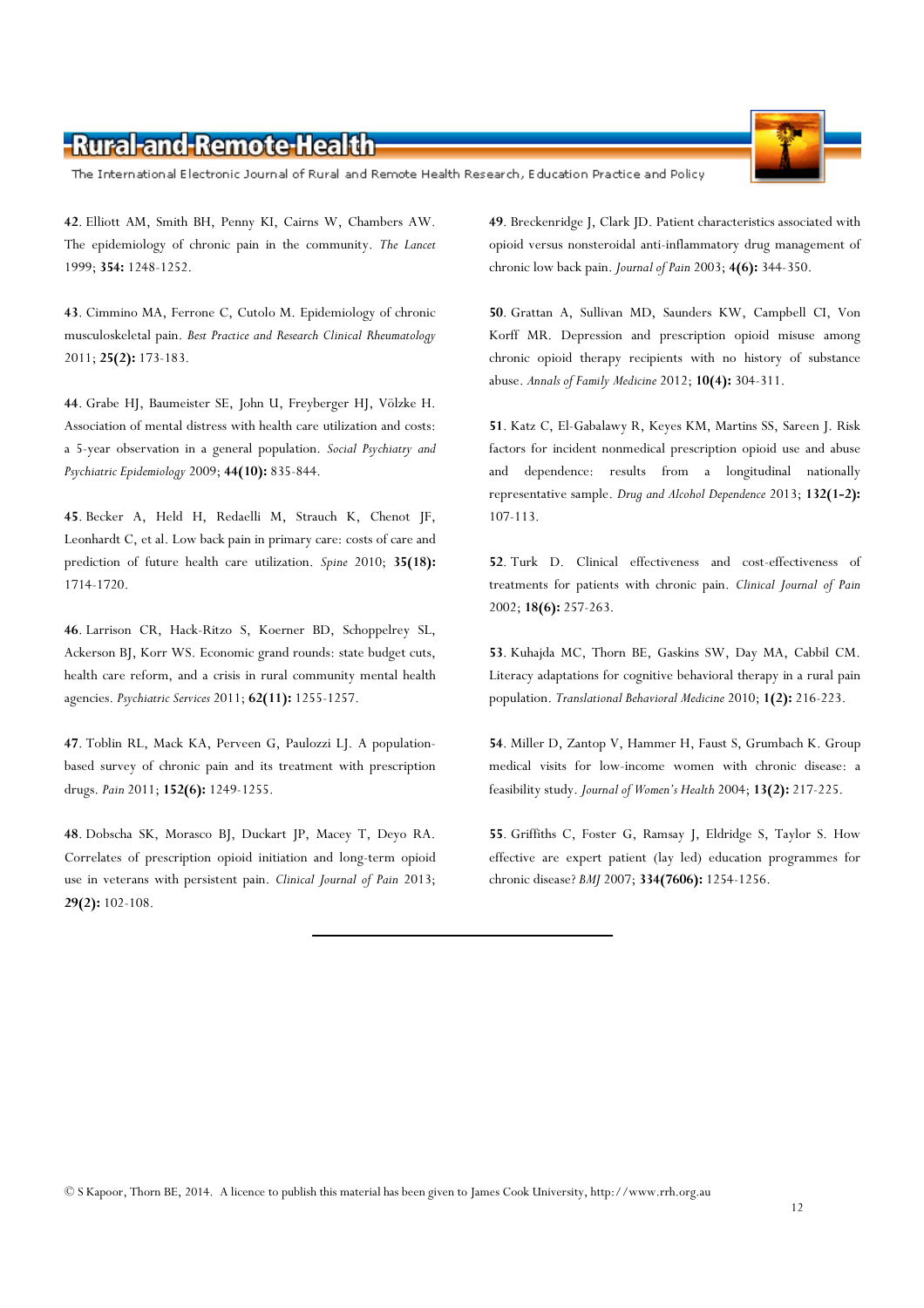**42**. Elliott AM, Smith BH, Penny KI, Cairns W, Chambers AW. The epidemiology of chronic pain in the community. *The Lancet* 1999; **354:** 1248-1252.

**43**. Cimmino MA, Ferrone C, Cutolo M. Epidemiology of chronic musculoskeletal pain. *Best Practice and Research Clinical Rheumatology* 2011; **25(2):** 173-183.

**44**. Grabe HJ, Baumeister SE, John U, Freyberger HJ, Völzke H. Association of mental distress with health care utilization and costs: a 5-year observation in a general population. *Social Psychiatry and Psychiatric Epidemiology* 2009; **44(10):** 835-844.

**45**. Becker A, Held H, Redaelli M, Strauch K, Chenot JF, Leonhardt C, et al. Low back pain in primary care: costs of care and prediction of future health care utilization. *Spine* 2010; **35(18):** 1714-1720.

**46**. Larrison CR, Hack-Ritzo S, Koerner BD, Schoppelrey SL, Ackerson BJ, Korr WS. Economic grand rounds: state budget cuts, health care reform, and a crisis in rural community mental health agencies. *Psychiatric Services* 2011; **62(11):** 1255-1257.

**47**. Toblin RL, Mack KA, Perveen G, Paulozzi LJ. A population-based survey of chronic pain and its treatment with prescription drugs. *Pain* 2011; **152(6):** 1249-1255.

**48**. Dobscha SK, Morasco BJ, Duckart JP, Macey T, Deyo RA. Correlates of prescription opioid initiation and long-term opioid use in veterans with persistent pain. *Clinical Journal of Pain* 2013; **29(2):** 102-108.

**49**. Breckenridge J, Clark JD. Patient characteristics associated with opioid versus nonsteroidal anti-inflammatory drug management of chronic low back pain. *Journal of Pain* 2003; **4(6):** 344-350.

**50**. Grattan A, Sullivan MD, Saunders KW, Campbell CI, Von Korff MR. Depression and prescription opioid misuse among chronic opioid therapy recipients with no history of substance abuse. *Annals of Family Medicine* 2012; **10(4):** 304-311.

**51**. Katz C, El-Gabalawy R, Keyes KM, Martins SS, Sareen J. Risk factors for incident nonmedical prescription opioid use and abuse and dependence: results from a longitudinal nationally representative sample. *Drug and Alcohol Dependence* 2013; **132(1-2):** 107-113.

**52**. Turk D. Clinical effectiveness and cost-effectiveness of treatments for patients with chronic pain. *Clinical Journal of Pain* 2002; **18(6):** 257-263.

**53**. Kuhajda MC, Thorn BE, Gaskins SW, Day MA, Cabbil CM. Literacy adaptations for cognitive behavioral therapy in a rural pain population. *Translational Behavioral Medicine* 2010; **1(2):** 216-223.

**54**. Miller D, Zantop V, Hammer H, Faust S, Grumbach K. Group medical visits for low-income women with chronic disease: a feasibility study. *Journal of Women's Health* 2004; **13(2):** 217-225.

**55**. Griffiths C, Foster G, Ramsay J, Eldridge S, Taylor S. How effective are expert patient (lay led) education programmes for chronic disease? *BMJ* 2007; **334(7606):** 1254-1256.

© S Kapoor, Thorn BE, 2014. A licence to publish this material has been given to James Cook University, http://www.rrh.org.au